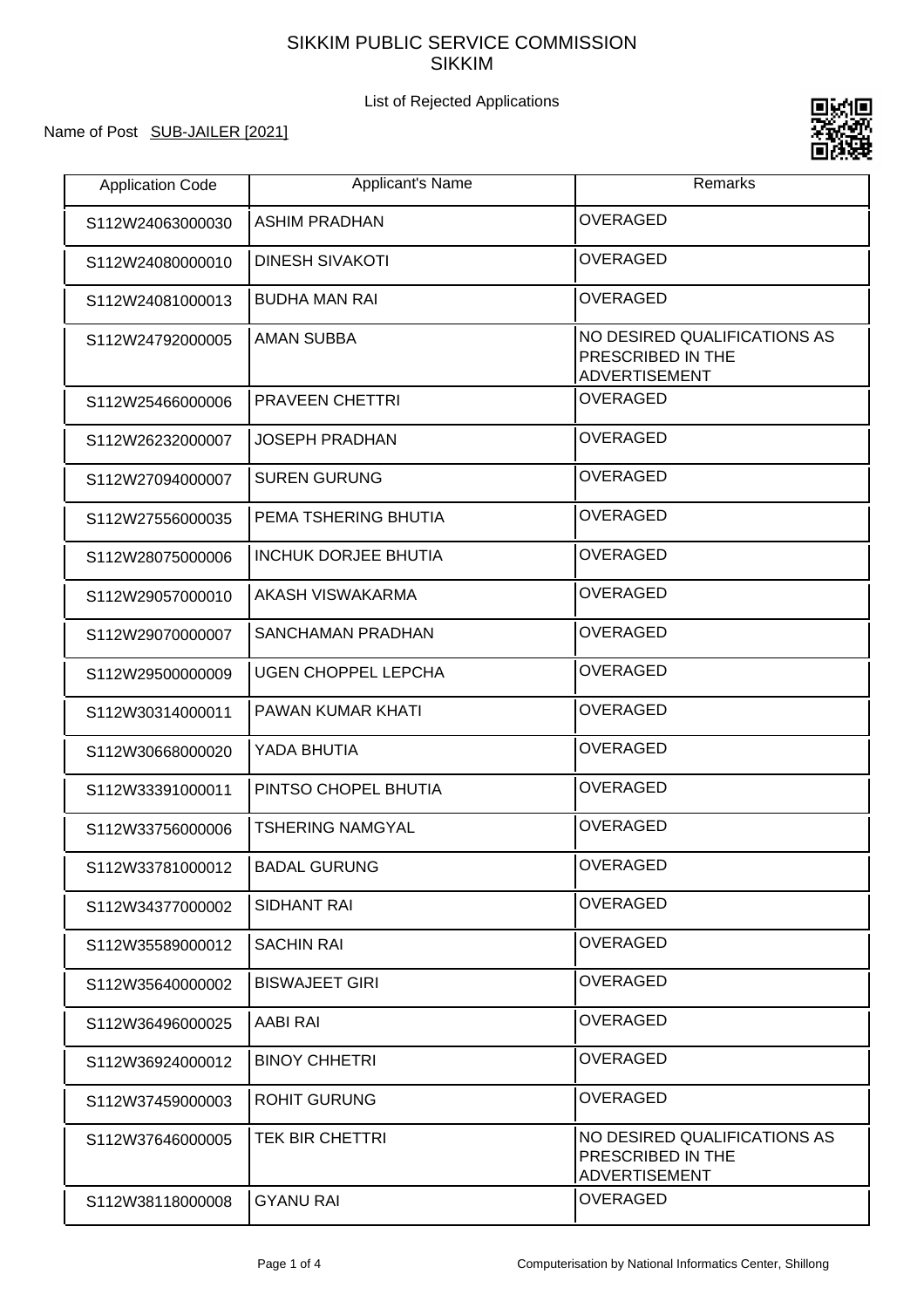# SIKKIM PUBLIC SERVICE COMMISSION
# SIKKIM

List of Rejected Applications

Name of Post SUB-JAILER [2021]

| Application Code | Applicant's Name | Remarks |
|---|---|---|
| S112W24063000030 | ASHIM PRADHAN | OVERAGED |
| S112W24080000010 | DINESH SIVAKOTI | OVERAGED |
| S112W24081000013 | BUDHA MAN RAI | OVERAGED |
| S112W24792000005 | AMAN SUBBA | NO DESIRED QUALIFICATIONS AS PRESCRIBED IN THE ADVERTISEMENT |
| S112W25466000006 | PRAVEEN CHETTRI | OVERAGED |
| S112W26232000007 | JOSEPH PRADHAN | OVERAGED |
| S112W27094000007 | SUREN GURUNG | OVERAGED |
| S112W27556000035 | PEMA TSHERING BHUTIA | OVERAGED |
| S112W28075000006 | INCHUK DORJEE BHUTIA | OVERAGED |
| S112W29057000010 | AKASH VISWAKARMA | OVERAGED |
| S112W29070000007 | SANCHAMAN PRADHAN | OVERAGED |
| S112W29500000009 | UGEN CHOPPEL LEPCHA | OVERAGED |
| S112W30314000011 | PAWAN KUMAR KHATI | OVERAGED |
| S112W30668000020 | YADA BHUTIA | OVERAGED |
| S112W33391000011 | PINTSO CHOPEL BHUTIA | OVERAGED |
| S112W33756000006 | TSHERING NAMGYAL | OVERAGED |
| S112W33781000012 | BADAL GURUNG | OVERAGED |
| S112W34377000002 | SIDHANT RAI | OVERAGED |
| S112W35589000012 | SACHIN RAI | OVERAGED |
| S112W35640000002 | BISWAJEET GIRI | OVERAGED |
| S112W36496000025 | AABI RAI | OVERAGED |
| S112W36924000012 | BINOY CHHETRI | OVERAGED |
| S112W37459000003 | ROHIT GURUNG | OVERAGED |
| S112W37646000005 | TEK BIR CHETTRI | NO DESIRED QUALIFICATIONS AS PRESCRIBED IN THE ADVERTISEMENT |
| S112W38118000008 | GYANU RAI | OVERAGED |

Computerisation by National Informatics Center, Shillong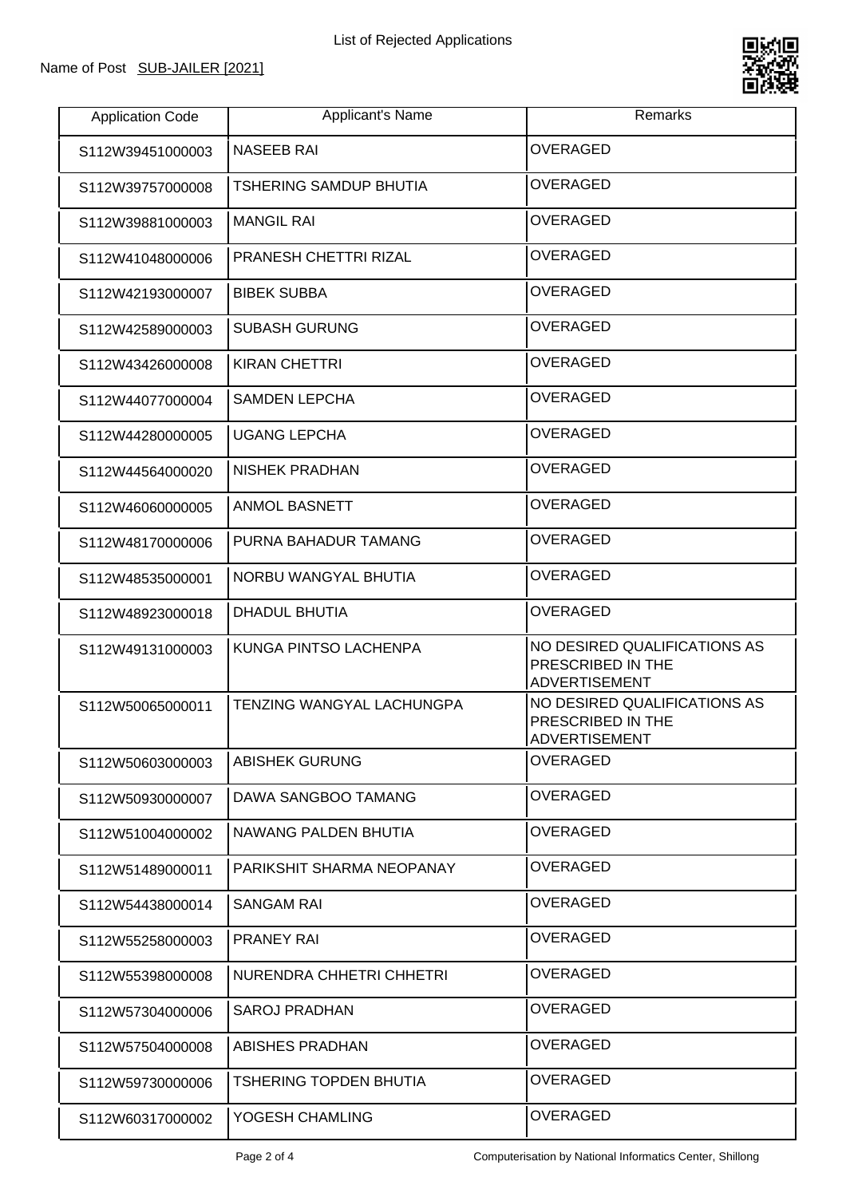List of Rejected Applications

Name of Post SUB-JAILER [2021]

| Application Code | Applicant's Name | Remarks |
|---|---|---|
| S112W39451000003 | NASEEB RAI | OVERAGED |
| S112W39757000008 | TSHERING SAMDUP BHUTIA | OVERAGED |
| S112W39881000003 | MANGIL RAI | OVERAGED |
| S112W41048000006 | PRANESH CHETTRI RIZAL | OVERAGED |
| S112W42193000007 | BIBEK SUBBA | OVERAGED |
| S112W42589000003 | SUBASH GURUNG | OVERAGED |
| S112W43426000008 | KIRAN CHETTRI | OVERAGED |
| S112W44077000004 | SAMDEN LEPCHA | OVERAGED |
| S112W44280000005 | UGANG LEPCHA | OVERAGED |
| S112W44564000020 | NISHEK PRADHAN | OVERAGED |
| S112W46060000005 | ANMOL BASNETT | OVERAGED |
| S112W48170000006 | PURNA BAHADUR TAMANG | OVERAGED |
| S112W48535000001 | NORBU WANGYAL BHUTIA | OVERAGED |
| S112W48923000018 | DHADUL BHUTIA | OVERAGED |
| S112W49131000003 | KUNGA PINTSO LACHENPA | NO DESIRED QUALIFICATIONS AS PRESCRIBED IN THE ADVERTISEMENT |
| S112W50065000011 | TENZING WANGYAL LACHUNGPA | NO DESIRED QUALIFICATIONS AS PRESCRIBED IN THE ADVERTISEMENT |
| S112W50603000003 | ABISHEK GURUNG | OVERAGED |
| S112W50930000007 | DAWA SANGBOO TAMANG | OVERAGED |
| S112W51004000002 | NAWANG PALDEN BHUTIA | OVERAGED |
| S112W51489000011 | PARIKSHIT SHARMA NEOPANAY | OVERAGED |
| S112W54438000014 | SANGAM RAI | OVERAGED |
| S112W55258000003 | PRANEY RAI | OVERAGED |
| S112W55398000008 | NURENDRA CHHETRI CHHETRI | OVERAGED |
| S112W57304000006 | SAROJ PRADHAN | OVERAGED |
| S112W57504000008 | ABISHES PRADHAN | OVERAGED |
| S112W59730000006 | TSHERING TOPDEN BHUTIA | OVERAGED |
| S112W60317000002 | YOGESH CHAMLING | OVERAGED |

Computerisation by National Informatics Center, Shillong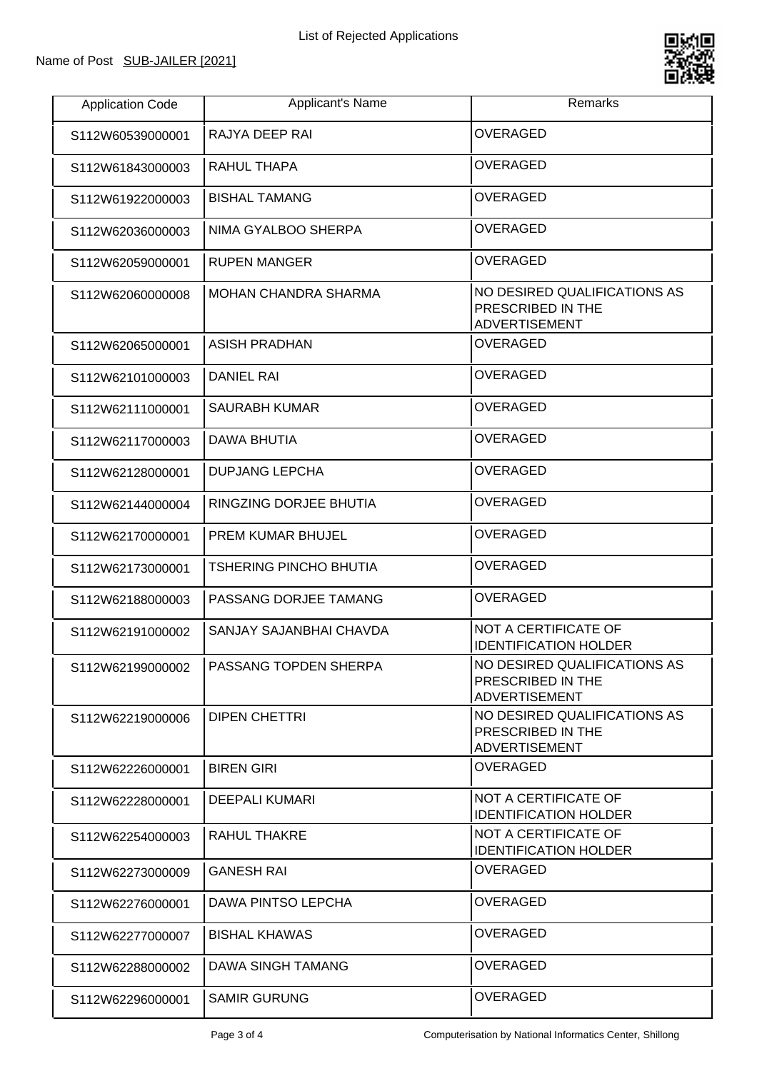List of Rejected Applications

Name of Post SUB-JAILER [2021]

| Application Code | Applicant's Name | Remarks |
|---|---|---|
| S112W60539000001 | RAJYA DEEP RAI | OVERAGED |
| S112W61843000003 | RAHUL THAPA | OVERAGED |
| S112W61922000003 | BISHAL TAMANG | OVERAGED |
| S112W62036000003 | NIMA GYALBOO SHERPA | OVERAGED |
| S112W62059000001 | RUPEN MANGER | OVERAGED |
| S112W62060000008 | MOHAN CHANDRA SHARMA | NO DESIRED QUALIFICATIONS AS PRESCRIBED IN THE ADVERTISEMENT |
| S112W62065000001 | ASISH PRADHAN | OVERAGED |
| S112W62101000003 | DANIEL RAI | OVERAGED |
| S112W62111000001 | SAURABH KUMAR | OVERAGED |
| S112W62117000003 | DAWA BHUTIA | OVERAGED |
| S112W62128000001 | DUPJANG LEPCHA | OVERAGED |
| S112W62144000004 | RINGZING DORJEE BHUTIA | OVERAGED |
| S112W62170000001 | PREM KUMAR BHUJEL | OVERAGED |
| S112W62173000001 | TSHERING PINCHO BHUTIA | OVERAGED |
| S112W62188000003 | PASSANG DORJEE TAMANG | OVERAGED |
| S112W62191000002 | SANJAY SAJANBHAI CHAVDA | NOT A CERTIFICATE OF IDENTIFICATION HOLDER |
| S112W62199000002 | PASSANG TOPDEN SHERPA | NO DESIRED QUALIFICATIONS AS PRESCRIBED IN THE ADVERTISEMENT |
| S112W62219000006 | DIPEN CHETTRI | NO DESIRED QUALIFICATIONS AS PRESCRIBED IN THE ADVERTISEMENT |
| S112W62226000001 | BIREN GIRI | OVERAGED |
| S112W62228000001 | DEEPALI KUMARI | NOT A CERTIFICATE OF IDENTIFICATION HOLDER |
| S112W62254000003 | RAHUL THAKRE | NOT A CERTIFICATE OF IDENTIFICATION HOLDER |
| S112W62273000009 | GANESH RAI | OVERAGED |
| S112W62276000001 | DAWA PINTSO LEPCHA | OVERAGED |
| S112W62277000007 | BISHAL KHAWAS | OVERAGED |
| S112W62288000002 | DAWA SINGH TAMANG | OVERAGED |
| S112W62296000001 | SAMIR GURUNG | OVERAGED |

Computerisation by National Informatics Center, Shillong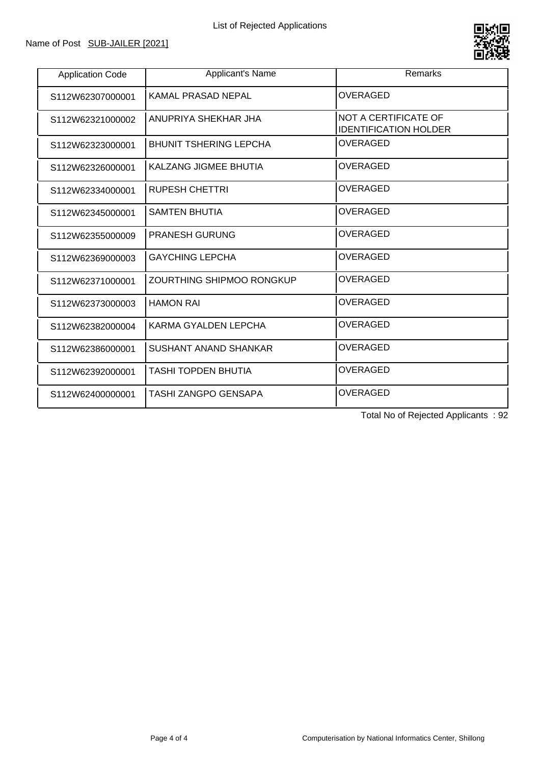List of Rejected Applications

Name of Post SUB-JAILER [2021]

| Application Code | Applicant's Name | Remarks |
|---|---|---|
| S112W62307000001 | KAMAL PRASAD NEPAL | OVERAGED |
| S112W62321000002 | ANUPRIYA SHEKHAR JHA | NOT A CERTIFICATE OF IDENTIFICATION HOLDER |
| S112W62323000001 | BHUNIT TSHERING LEPCHA | OVERAGED |
| S112W62326000001 | KALZANG JIGMEE BHUTIA | OVERAGED |
| S112W62334000001 | RUPESH CHETTRI | OVERAGED |
| S112W62345000001 | SAMTEN BHUTIA | OVERAGED |
| S112W62355000009 | PRANESH GURUNG | OVERAGED |
| S112W62369000003 | GAYCHING LEPCHA | OVERAGED |
| S112W62371000001 | ZOURTHING SHIPMOO RONGKUP | OVERAGED |
| S112W62373000003 | HAMON RAI | OVERAGED |
| S112W62382000004 | KARMA GYALDEN LEPCHA | OVERAGED |
| S112W62386000001 | SUSHANT ANAND SHANKAR | OVERAGED |
| S112W62392000001 | TASHI TOPDEN BHUTIA | OVERAGED |
| S112W62400000001 | TASHI ZANGPO GENSAPA | OVERAGED |

Total No of Rejected Applicants : 92

Computerisation by National Informatics Center, Shillong